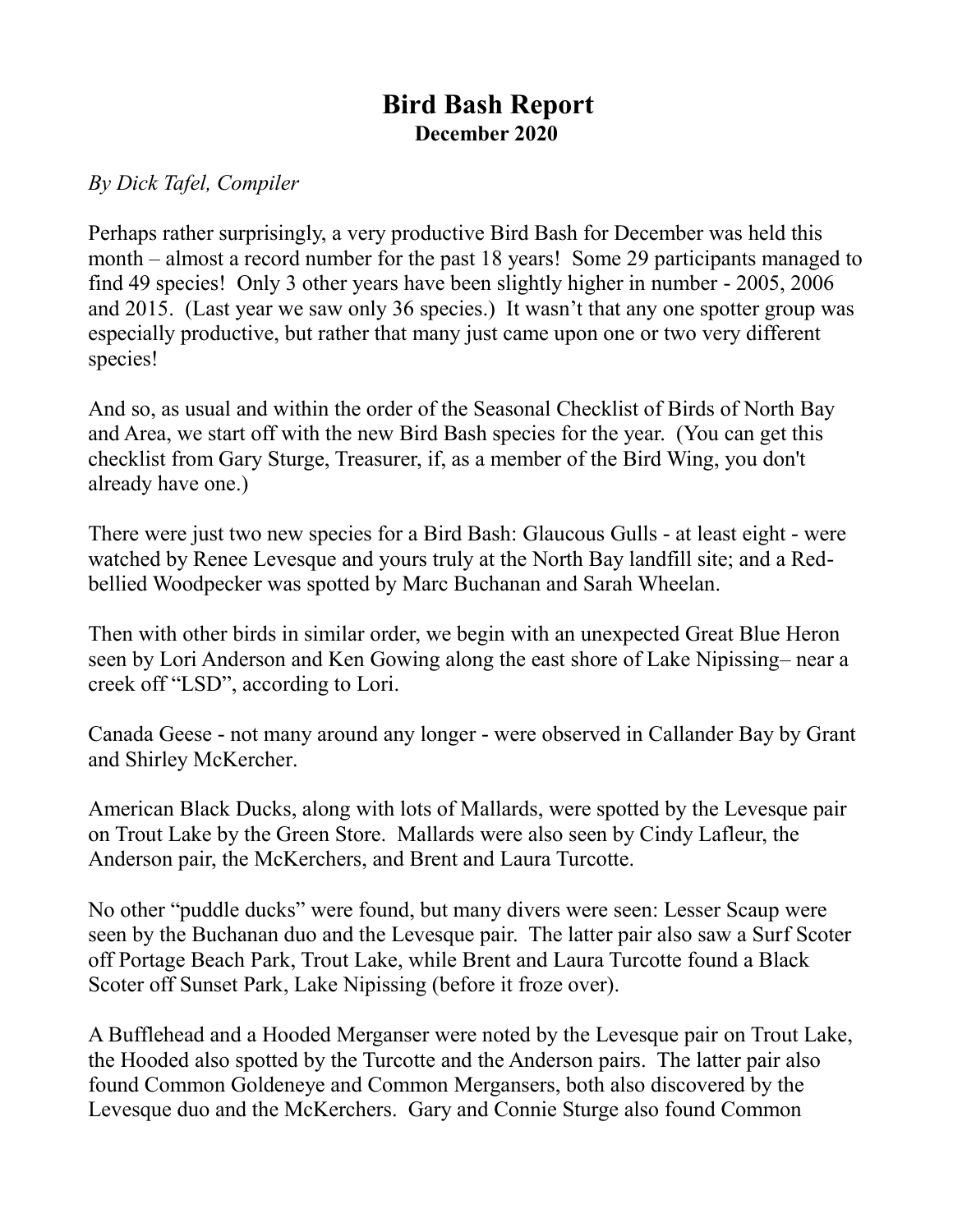# Bird Bash Report

**December 2020**

*By Dick Tafel, Compiler*

Perhaps rather surprisingly, a very productive Bird Bash for December was held this month – almost a record number for the past 18 years! Some 29 participants managed to find 49 species! Only 3 other years have been slightly higher in number - 2005, 2006 and 2015. (Last year we saw only 36 species.) It wasn't that any one spotter group was especially productive, but rather that many just came upon one or two very different species!

And so, as usual and within the order of the Seasonal Checklist of Birds of North Bay and Area, we start off with the new Bird Bash species for the year. (You can get this checklist from Gary Sturge, Treasurer, if, as a member of the Bird Wing, you don't already have one.)

There were just two new species for a Bird Bash: Glaucous Gulls - at least eight - were watched by Renee Levesque and yours truly at the North Bay landfill site; and a Red-bellied Woodpecker was spotted by Marc Buchanan and Sarah Wheelan.

Then with other birds in similar order, we begin with an unexpected Great Blue Heron seen by Lori Anderson and Ken Gowing along the east shore of Lake Nipissing– near a creek off "LSD", according to Lori.

Canada Geese - not many around any longer - were observed in Callander Bay by Grant and Shirley McKercher.

American Black Ducks, along with lots of Mallards, were spotted by the Levesque pair on Trout Lake by the Green Store. Mallards were also seen by Cindy Lafleur, the Anderson pair, the McKerchers, and Brent and Laura Turcotte.

No other "puddle ducks" were found, but many divers were seen: Lesser Scaup were seen by the Buchanan duo and the Levesque pair. The latter pair also saw a Surf Scoter off Portage Beach Park, Trout Lake, while Brent and Laura Turcotte found a Black Scoter off Sunset Park, Lake Nipissing (before it froze over).

A Bufflehead and a Hooded Merganser were noted by the Levesque pair on Trout Lake, the Hooded also spotted by the Turcotte and the Anderson pairs. The latter pair also found Common Goldeneye and Common Mergansers, both also discovered by the Levesque duo and the McKerchers. Gary and Connie Sturge also found Common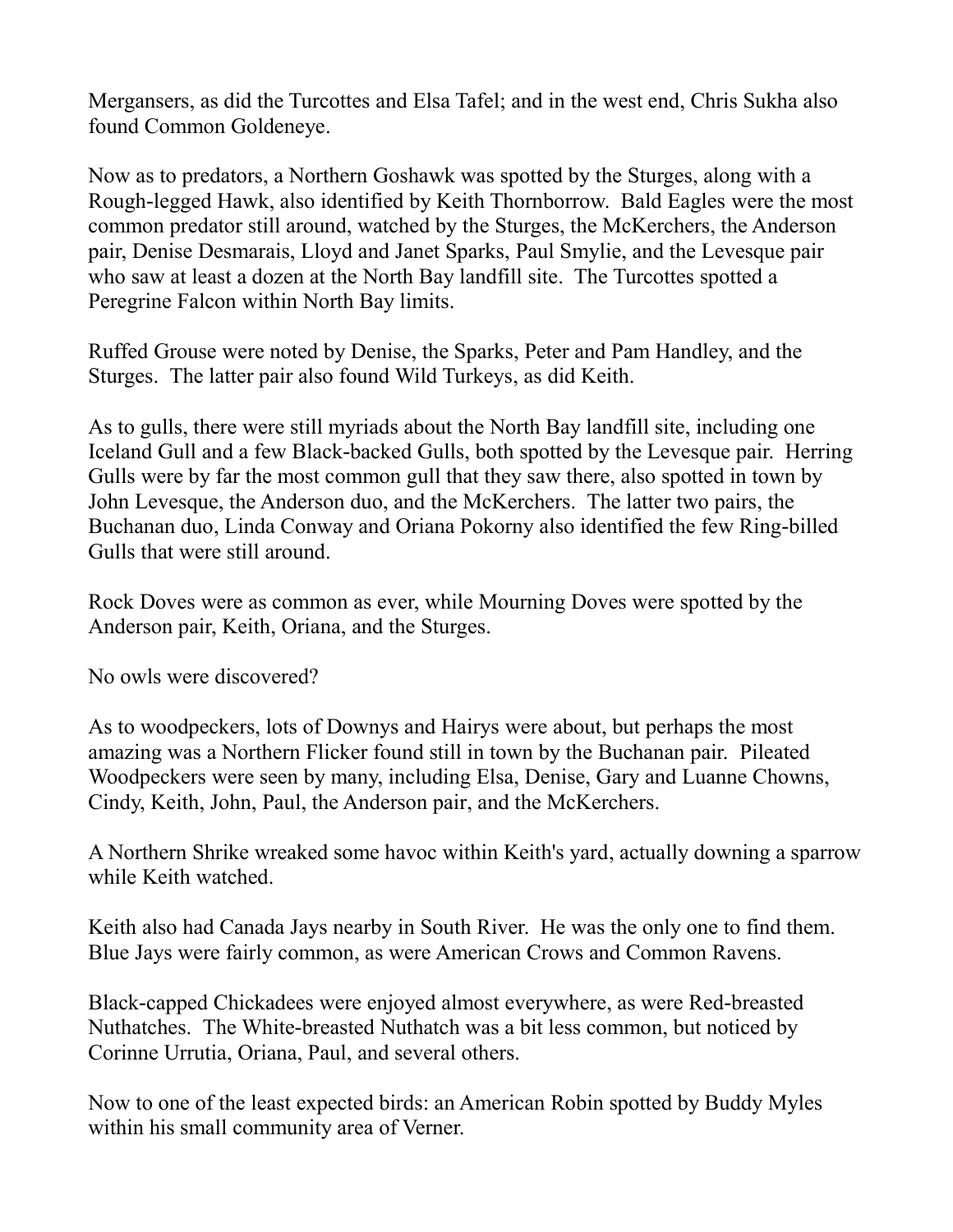Mergansers, as did the Turcottes and Elsa Tafel; and in the west end, Chris Sukha also found Common Goldeneye.

Now as to predators, a Northern Goshawk was spotted by the Sturges, along with a Rough-legged Hawk, also identified by Keith Thornborrow. Bald Eagles were the most common predator still around, watched by the Sturges, the McKerchers, the Anderson pair, Denise Desmarais, Lloyd and Janet Sparks, Paul Smylie, and the Levesque pair who saw at least a dozen at the North Bay landfill site. The Turcottes spotted a Peregrine Falcon within North Bay limits.

Ruffed Grouse were noted by Denise, the Sparks, Peter and Pam Handley, and the Sturges. The latter pair also found Wild Turkeys, as did Keith.

As to gulls, there were still myriads about the North Bay landfill site, including one Iceland Gull and a few Black-backed Gulls, both spotted by the Levesque pair. Herring Gulls were by far the most common gull that they saw there, also spotted in town by John Levesque, the Anderson duo, and the McKerchers. The latter two pairs, the Buchanan duo, Linda Conway and Oriana Pokorny also identified the few Ring-billed Gulls that were still around.

Rock Doves were as common as ever, while Mourning Doves were spotted by the Anderson pair, Keith, Oriana, and the Sturges.

No owls were discovered?

As to woodpeckers, lots of Downys and Hairys were about, but perhaps the most amazing was a Northern Flicker found still in town by the Buchanan pair. Pileated Woodpeckers were seen by many, including Elsa, Denise, Gary and Luanne Chowns, Cindy, Keith, John, Paul, the Anderson pair, and the McKerchers.

A Northern Shrike wreaked some havoc within Keith's yard, actually downing a sparrow while Keith watched.

Keith also had Canada Jays nearby in South River. He was the only one to find them. Blue Jays were fairly common, as were American Crows and Common Ravens.

Black-capped Chickadees were enjoyed almost everywhere, as were Red-breasted Nuthatches. The White-breasted Nuthatch was a bit less common, but noticed by Corinne Urrutia, Oriana, Paul, and several others.

Now to one of the least expected birds: an American Robin spotted by Buddy Myles within his small community area of Verner.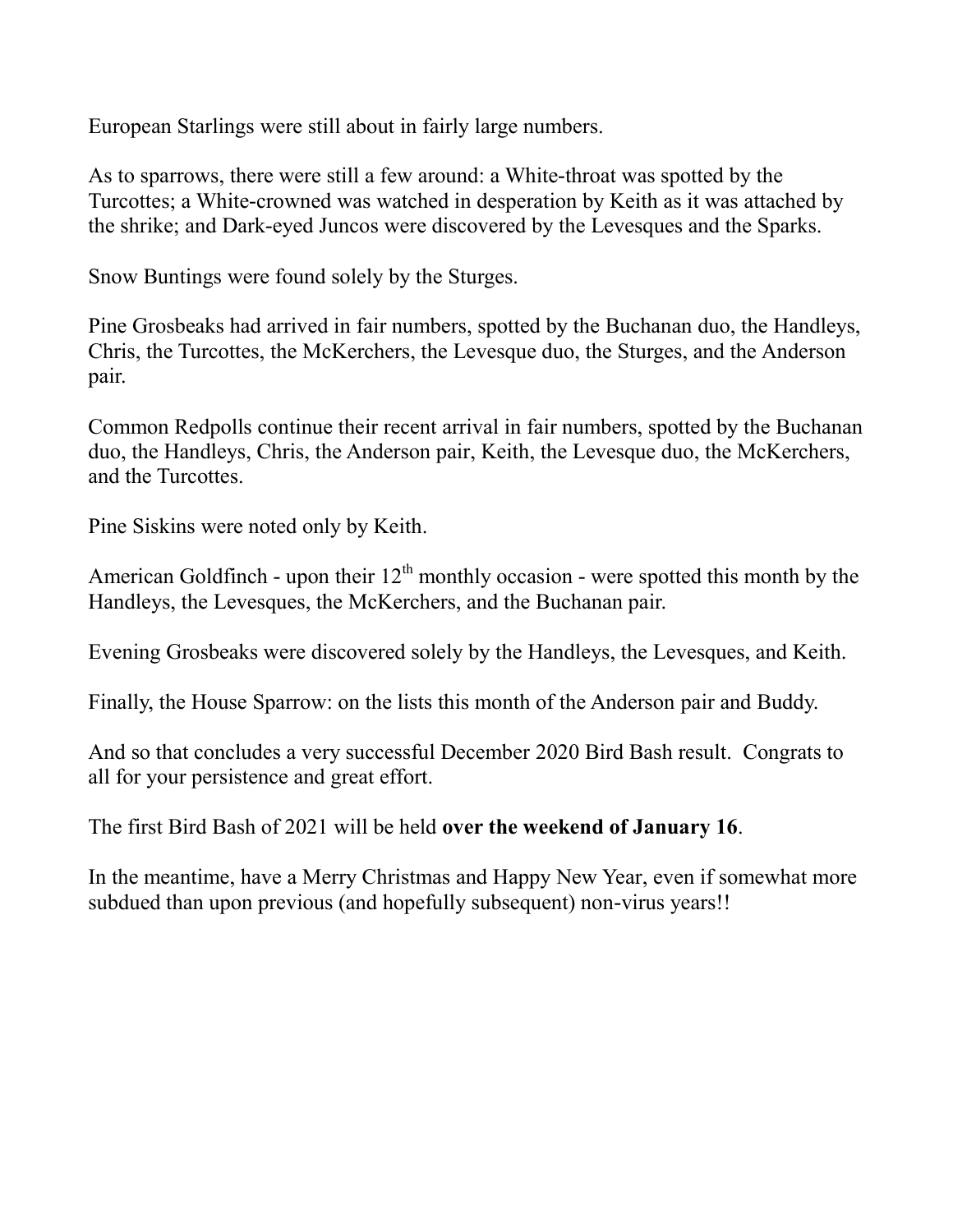European Starlings were still about in fairly large numbers.

As to sparrows, there were still a few around: a White-throat was spotted by the Turcottes; a White-crowned was watched in desperation by Keith as it was attached by the shrike; and Dark-eyed Juncos were discovered by the Levesques and the Sparks.

Snow Buntings were found solely by the Sturges.

Pine Grosbeaks had arrived in fair numbers, spotted by the Buchanan duo, the Handleys, Chris, the Turcottes, the McKerchers, the Levesque duo, the Sturges, and the Anderson pair.

Common Redpolls continue their recent arrival in fair numbers, spotted by the Buchanan duo, the Handleys, Chris, the Anderson pair, Keith, the Levesque duo, the McKerchers, and the Turcottes.

Pine Siskins were noted only by Keith.

American Goldfinch - upon their 12th monthly occasion - were spotted this month by the Handleys, the Levesques, the McKerchers, and the Buchanan pair.

Evening Grosbeaks were discovered solely by the Handleys, the Levesques, and Keith.

Finally, the House Sparrow: on the lists this month of the Anderson pair and Buddy.

And so that concludes a very successful December 2020 Bird Bash result. Congrats to all for your persistence and great effort.

The first Bird Bash of 2021 will be held **over the weekend of January 16**.

In the meantime, have a Merry Christmas and Happy New Year, even if somewhat more subdued than upon previous (and hopefully subsequent) non-virus years!!